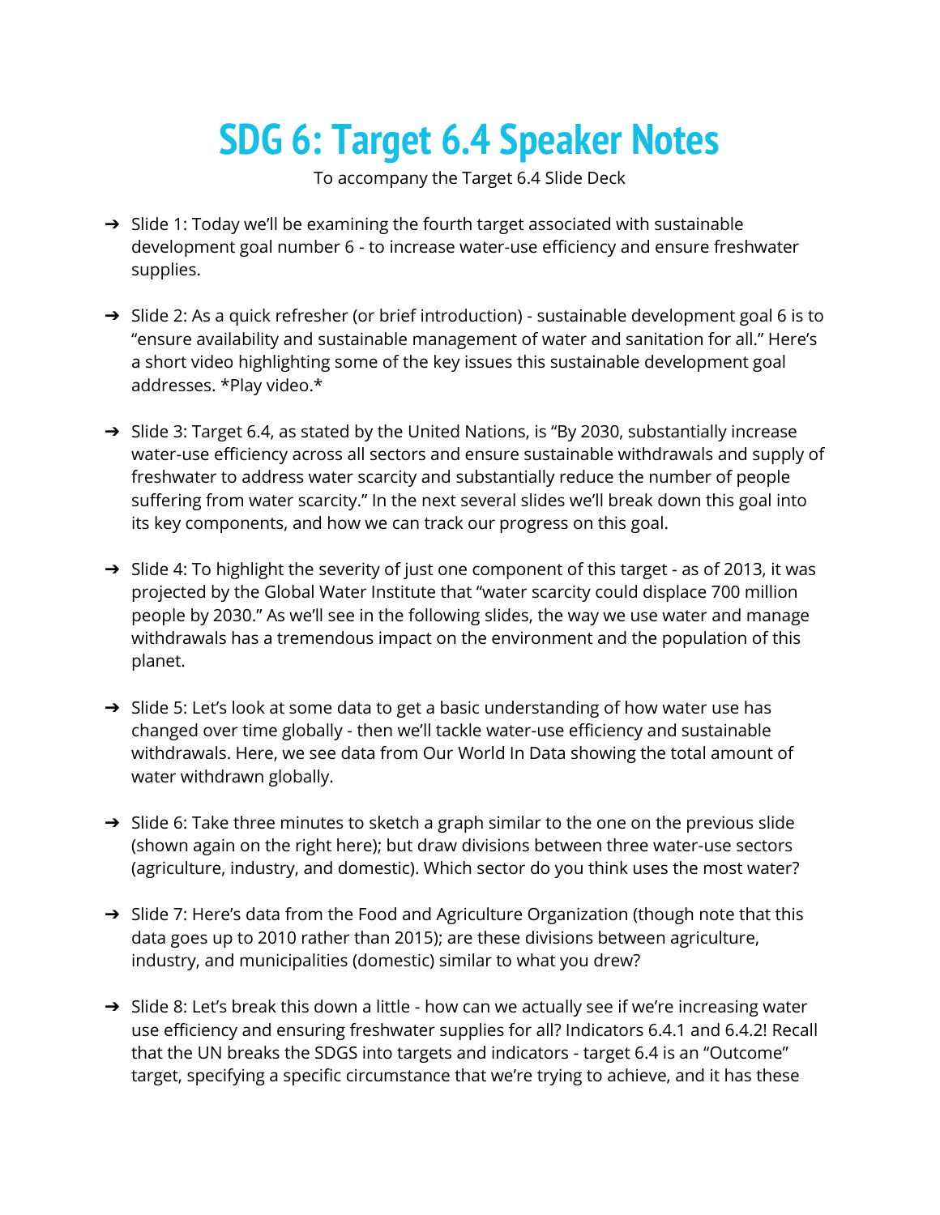# SDG 6: Target 6.4 Speaker Notes

To accompany the Target 6.4 Slide Deck

- Slide 1: Today we'll be examining the fourth target associated with sustainable development goal number 6 - to increase water-use efficiency and ensure freshwater supplies.

- Slide 2: As a quick refresher (or brief introduction) - sustainable development goal 6 is to "ensure availability and sustainable management of water and sanitation for all." Here's a short video highlighting some of the key issues this sustainable development goal addresses. *Play video.*

- Slide 3: Target 6.4, as stated by the United Nations, is "By 2030, substantially increase water-use efficiency across all sectors and ensure sustainable withdrawals and supply of freshwater to address water scarcity and substantially reduce the number of people suffering from water scarcity." In the next several slides we'll break down this goal into its key components, and how we can track our progress on this goal.

- Slide 4: To highlight the severity of just one component of this target - as of 2013, it was projected by the Global Water Institute that "water scarcity could displace 700 million people by 2030." As we'll see in the following slides, the way we use water and manage withdrawals has a tremendous impact on the environment and the population of this planet.

- Slide 5: Let's look at some data to get a basic understanding of how water use has changed over time globally - then we'll tackle water-use efficiency and sustainable withdrawals. Here, we see data from Our World In Data showing the total amount of water withdrawn globally.

- Slide 6: Take three minutes to sketch a graph similar to the one on the previous slide (shown again on the right here); but draw divisions between three water-use sectors (agriculture, industry, and domestic). Which sector do you think uses the most water?

- Slide 7: Here's data from the Food and Agriculture Organization (though note that this data goes up to 2010 rather than 2015); are these divisions between agriculture, industry, and municipalities (domestic) similar to what you drew?

- Slide 8: Let's break this down a little - how can we actually see if we're increasing water use efficiency and ensuring freshwater supplies for all? Indicators 6.4.1 and 6.4.2! Recall that the UN breaks the SDGS into targets and indicators - target 6.4 is an "Outcome" target, specifying a specific circumstance that we're trying to achieve, and it has these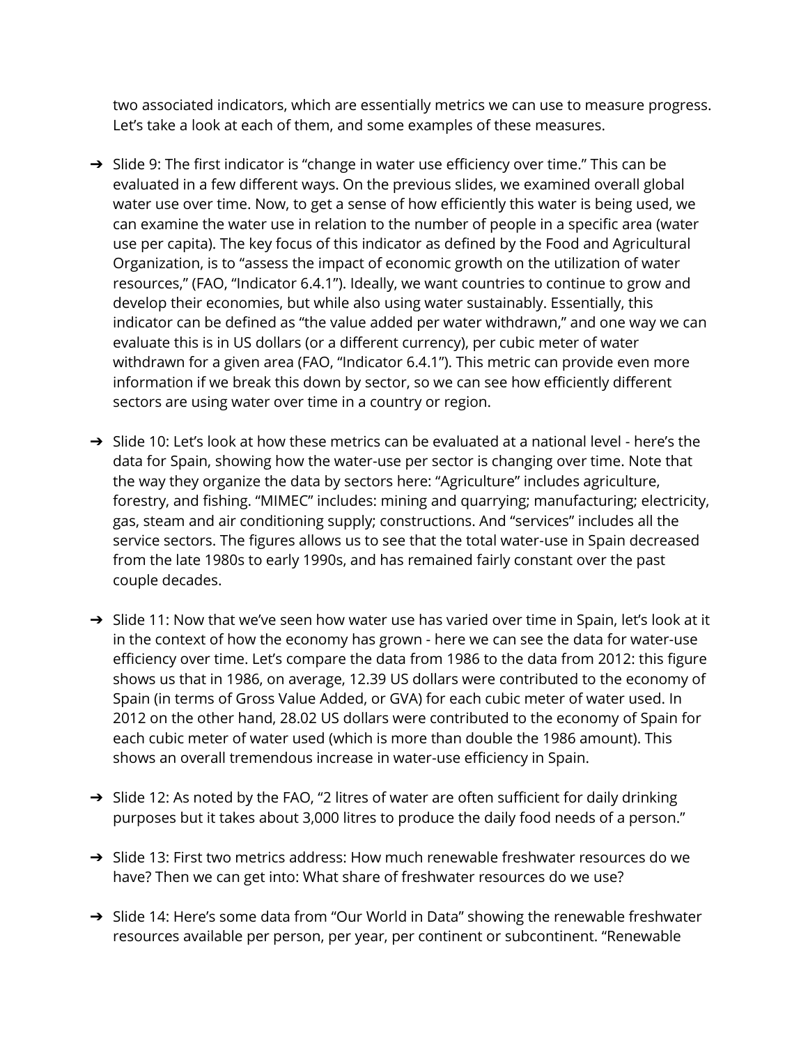two associated indicators, which are essentially metrics we can use to measure progress. Let's take a look at each of them, and some examples of these measures.

➔ Slide 9: The first indicator is "change in water use efficiency over time." This can be evaluated in a few different ways. On the previous slides, we examined overall global water use over time. Now, to get a sense of how efficiently this water is being used, we can examine the water use in relation to the number of people in a specific area (water use per capita). The key focus of this indicator as defined by the Food and Agricultural Organization, is to "assess the impact of economic growth on the utilization of water resources," (FAO, "Indicator 6.4.1"). Ideally, we want countries to continue to grow and develop their economies, but while also using water sustainably. Essentially, this indicator can be defined as "the value added per water withdrawn," and one way we can evaluate this is in US dollars (or a different currency), per cubic meter of water withdrawn for a given area (FAO, "Indicator 6.4.1"). This metric can provide even more information if we break this down by sector, so we can see how efficiently different sectors are using water over time in a country or region.

➔ Slide 10: Let's look at how these metrics can be evaluated at a national level - here's the data for Spain, showing how the water-use per sector is changing over time. Note that the way they organize the data by sectors here: "Agriculture" includes agriculture, forestry, and fishing. "MIMEC" includes: mining and quarrying; manufacturing; electricity, gas, steam and air conditioning supply; constructions. And "services" includes all the service sectors. The figures allows us to see that the total water-use in Spain decreased from the late 1980s to early 1990s, and has remained fairly constant over the past couple decades.

➔ Slide 11: Now that we've seen how water use has varied over time in Spain, let's look at it in the context of how the economy has grown - here we can see the data for water-use efficiency over time. Let's compare the data from 1986 to the data from 2012: this figure shows us that in 1986, on average, 12.39 US dollars were contributed to the economy of Spain (in terms of Gross Value Added, or GVA) for each cubic meter of water used. In 2012 on the other hand, 28.02 US dollars were contributed to the economy of Spain for each cubic meter of water used (which is more than double the 1986 amount). This shows an overall tremendous increase in water-use efficiency in Spain.

➔ Slide 12: As noted by the FAO, "2 litres of water are often sufficient for daily drinking purposes but it takes about 3,000 litres to produce the daily food needs of a person."

➔ Slide 13: First two metrics address: How much renewable freshwater resources do we have? Then we can get into: What share of freshwater resources do we use?

➔ Slide 14: Here's some data from "Our World in Data" showing the renewable freshwater resources available per person, per year, per continent or subcontinent. "Renewable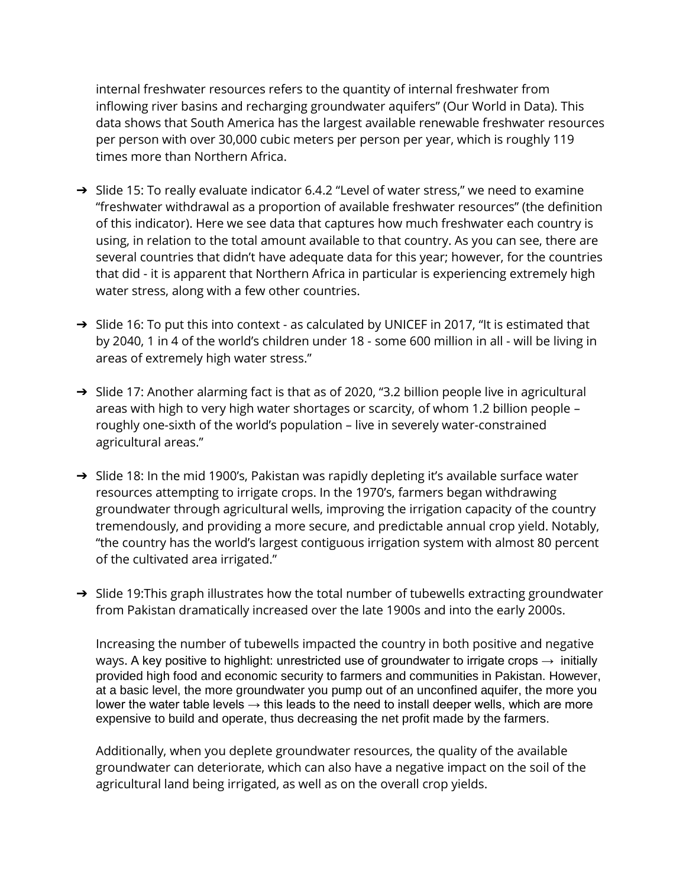internal freshwater resources refers to the quantity of internal freshwater from inflowing river basins and recharging groundwater aquifers" (Our World in Data). This data shows that South America has the largest available renewable freshwater resources per person with over 30,000 cubic meters per person per year, which is roughly 119 times more than Northern Africa.

- Slide 15: To really evaluate indicator 6.4.2 "Level of water stress," we need to examine "freshwater withdrawal as a proportion of available freshwater resources" (the definition of this indicator). Here we see data that captures how much freshwater each country is using, in relation to the total amount available to that country. As you can see, there are several countries that didn't have adequate data for this year; however, for the countries that did - it is apparent that Northern Africa in particular is experiencing extremely high water stress, along with a few other countries.

- Slide 16: To put this into context - as calculated by UNICEF in 2017, "It is estimated that by 2040, 1 in 4 of the world's children under 18 - some 600 million in all - will be living in areas of extremely high water stress."

- Slide 17: Another alarming fact is that as of 2020, "3.2 billion people live in agricultural areas with high to very high water shortages or scarcity, of whom 1.2 billion people – roughly one-sixth of the world's population – live in severely water-constrained agricultural areas."

- Slide 18: In the mid 1900's, Pakistan was rapidly depleting it's available surface water resources attempting to irrigate crops. In the 1970's, farmers began withdrawing groundwater through agricultural wells, improving the irrigation capacity of the country tremendously, and providing a more secure, and predictable annual crop yield. Notably, "the country has the world's largest contiguous irrigation system with almost 80 percent of the cultivated area irrigated."

- Slide 19:This graph illustrates how the total number of tubewells extracting groundwater from Pakistan dramatically increased over the late 1900s and into the early 2000s.

  Increasing the number of tubewells impacted the country in both positive and negative ways. A key positive to highlight: unrestricted use of groundwater to irrigate crops → initially provided high food and economic security to farmers and communities in Pakistan. However, at a basic level, the more groundwater you pump out of an unconfined aquifer, the more you lower the water table levels → this leads to the need to install deeper wells, which are more expensive to build and operate, thus decreasing the net profit made by the farmers.

  Additionally, when you deplete groundwater resources, the quality of the available groundwater can deteriorate, which can also have a negative impact on the soil of the agricultural land being irrigated, as well as on the overall crop yields.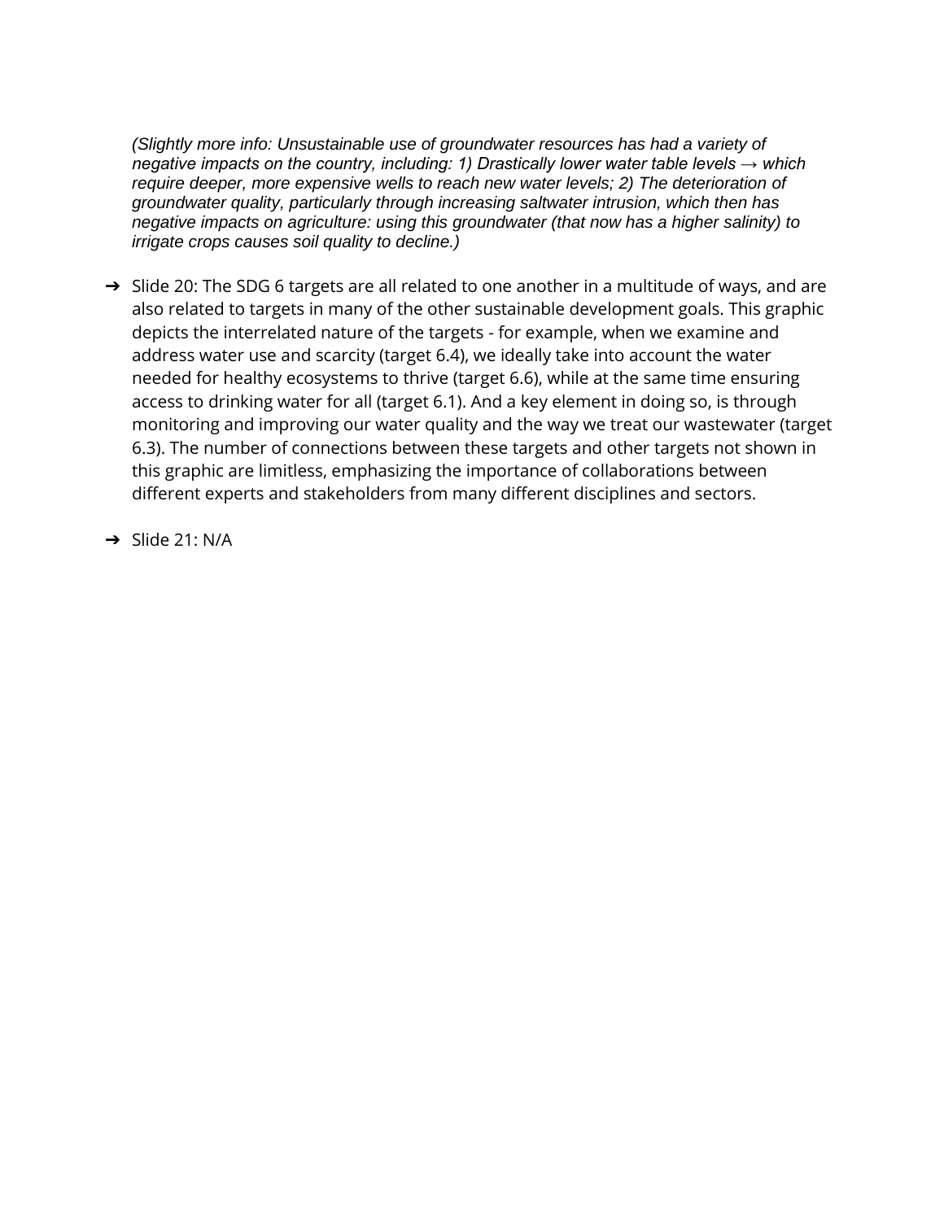*(Slightly more info: Unsustainable use of groundwater resources has had a variety of negative impacts on the country, including: 1) Drastically lower water table levels → which require deeper, more expensive wells to reach new water levels; 2) The deterioration of groundwater quality, particularly through increasing saltwater intrusion, which then has negative impacts on agriculture: using this groundwater (that now has a higher salinity) to irrigate crops causes soil quality to decline.)*

- Slide 20: The SDG 6 targets are all related to one another in a multitude of ways, and are also related to targets in many of the other sustainable development goals. This graphic depicts the interrelated nature of the targets - for example, when we examine and address water use and scarcity (target 6.4), we ideally take into account the water needed for healthy ecosystems to thrive (target 6.6), while at the same time ensuring access to drinking water for all (target 6.1). And a key element in doing so, is through monitoring and improving our water quality and the way we treat our wastewater (target 6.3). The number of connections between these targets and other targets not shown in this graphic are limitless, emphasizing the importance of collaborations between different experts and stakeholders from many different disciplines and sectors.
- Slide 21: N/A